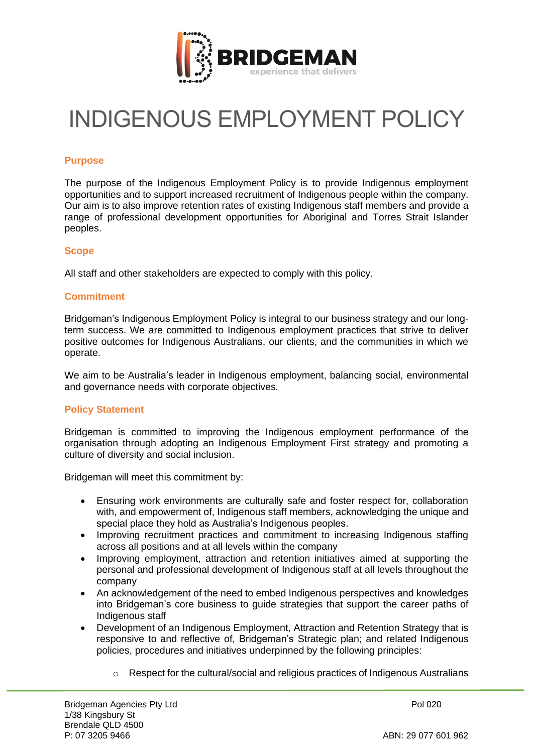# INDIGENOUS EMPLOYMENT POLICY

## Purpose

The purpose of the Indigenous Employment Policy is to provide Indigenous employment opportunities and to support increased recruitment of Indigenous people within the company. Our aim is to also improve retention rates of existing Indigenous staff members and provide a range of professional development opportunities for Aboriginal and Torres Strait Islander peoples.

## Scope

All staff and other stakeholders are expected to comply with this policy.

## Commitment

Bridgeman's Indigenous Employment Policy is integral to our business strategy and our long-term success. We are committed to Indigenous employment practices that strive to deliver positive outcomes for Indigenous Australians, our clients, and the communities in which we operate.

We aim to be Australia's leader in Indigenous employment, balancing social, environmental and governance needs with corporate objectives.

## Policy Statement

Bridgeman is committed to improving the Indigenous employment performance of the organisation through adopting an Indigenous Employment First strategy and promoting a culture of diversity and social inclusion.

Bridgeman will meet this commitment by:

- Ensuring work environments are culturally safe and foster respect for, collaboration with, and empowerment of, Indigenous staff members, acknowledging the unique and special place they hold as Australia's Indigenous peoples.
- Improving recruitment practices and commitment to increasing Indigenous staffing across all positions and at all levels within the company
- Improving employment, attraction and retention initiatives aimed at supporting the personal and professional development of Indigenous staff at all levels throughout the company
- An acknowledgement of the need to embed Indigenous perspectives and knowledges into Bridgeman's core business to guide strategies that support the career paths of Indigenous staff
- Development of an Indigenous Employment, Attraction and Retention Strategy that is responsive to and reflective of, Bridgeman's Strategic plan; and related Indigenous policies, procedures and initiatives underpinned by the following principles:
  - Respect for the cultural/social and religious practices of Indigenous Australians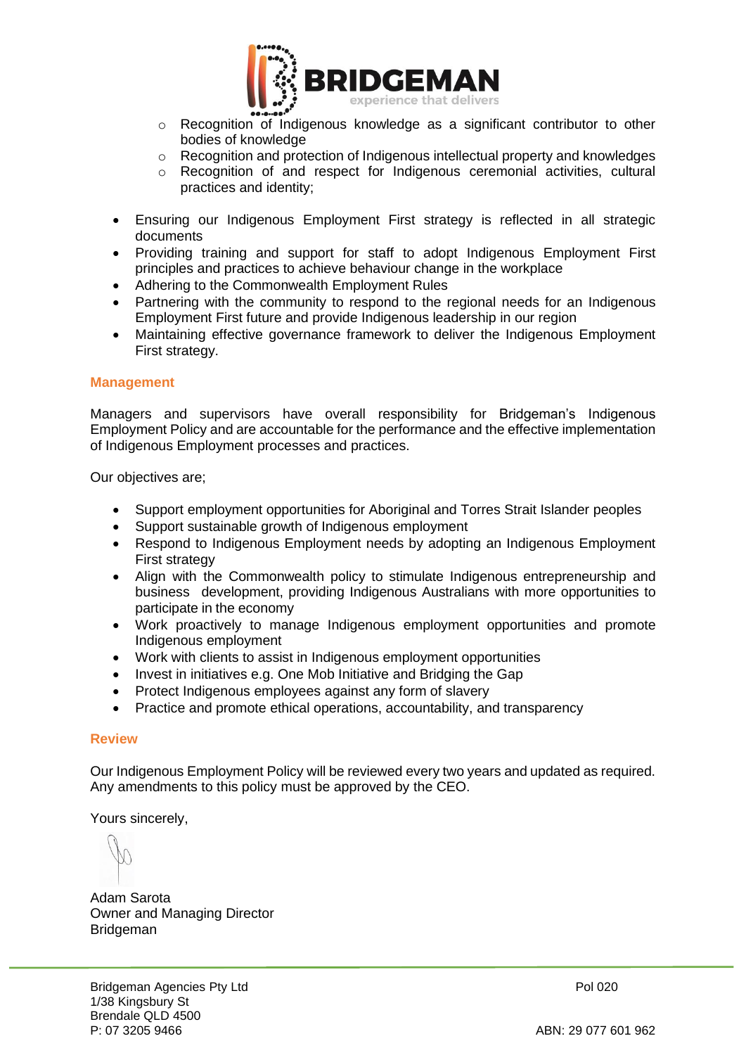- Recognition of Indigenous knowledge as a significant contributor to other bodies of knowledge
  - Recognition and protection of Indigenous intellectual property and knowledges
  - Recognition of and respect for Indigenous ceremonial activities, cultural practices and identity;

- Ensuring our Indigenous Employment First strategy is reflected in all strategic documents
- Providing training and support for staff to adopt Indigenous Employment First principles and practices to achieve behaviour change in the workplace
- Adhering to the Commonwealth Employment Rules
- Partnering with the community to respond to the regional needs for an Indigenous Employment First future and provide Indigenous leadership in our region
- Maintaining effective governance framework to deliver the Indigenous Employment First strategy.

## Management

Managers and supervisors have overall responsibility for Bridgeman's Indigenous Employment Policy and are accountable for the performance and the effective implementation of Indigenous Employment processes and practices.

Our objectives are;

- Support employment opportunities for Aboriginal and Torres Strait Islander peoples
- Support sustainable growth of Indigenous employment
- Respond to Indigenous Employment needs by adopting an Indigenous Employment First strategy
- Align with the Commonwealth policy to stimulate Indigenous entrepreneurship and business development, providing Indigenous Australians with more opportunities to participate in the economy
- Work proactively to manage Indigenous employment opportunities and promote Indigenous employment
- Work with clients to assist in Indigenous employment opportunities
- Invest in initiatives e.g. One Mob Initiative and Bridging the Gap
- Protect Indigenous employees against any form of slavery
- Practice and promote ethical operations, accountability, and transparency

## Review

Our Indigenous Employment Policy will be reviewed every two years and updated as required. Any amendments to this policy must be approved by the CEO.

Yours sincerely,

Adam Sarota
Owner and Managing Director
Bridgeman

Bridgeman Agencies Pty Ltd
1/38 Kingsbury St
Brendale QLD 4500
P: 07 3205 9466

Pol 020

ABN: 29 077 601 962